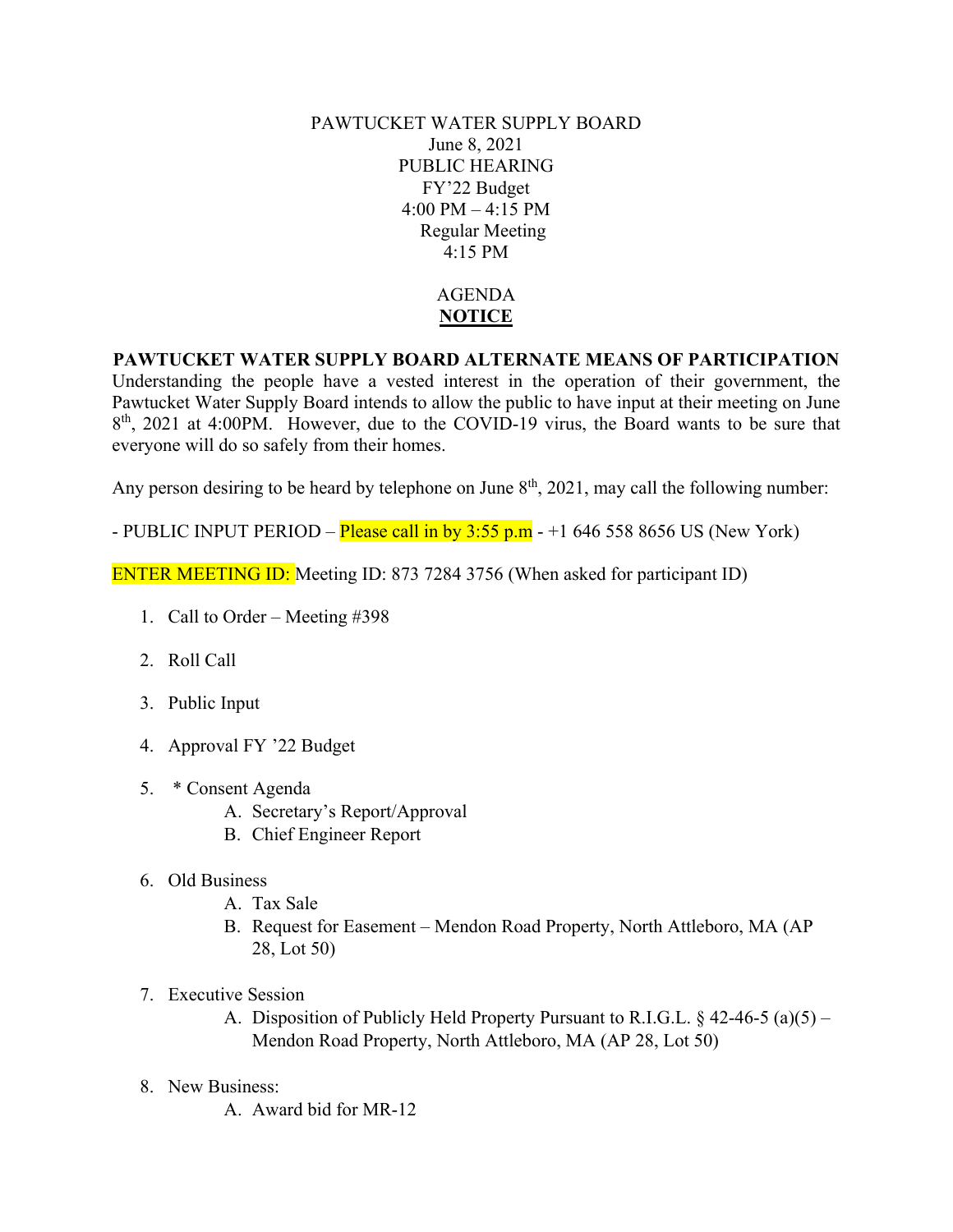PAWTUCKET WATER SUPPLY BOARD
June 8, 2021
PUBLIC HEARING
FY'22 Budget
4:00 PM – 4:15 PM
Regular Meeting
4:15 PM

AGENDA
**NOTICE**

**PAWTUCKET WATER SUPPLY BOARD ALTERNATE MEANS OF PARTICIPATION**
Understanding the people have a vested interest in the operation of their government, the Pawtucket Water Supply Board intends to allow the public to have input at their meeting on June 8th, 2021 at 4:00PM. However, due to the COVID-19 virus, the Board wants to be sure that everyone will do so safely from their homes.

Any person desiring to be heard by telephone on June 8th, 2021, may call the following number:

- PUBLIC INPUT PERIOD – Please call in by 3:55 p.m - +1 646 558 8656 US (New York)

ENTER MEETING ID: Meeting ID: 873 7284 3756 (When asked for participant ID)

1. Call to Order – Meeting #398

2. Roll Call

3. Public Input

4. Approval FY '22 Budget

5. * Consent Agenda
   A. Secretary's Report/Approval
   B. Chief Engineer Report

6. Old Business
   A. Tax Sale
   B. Request for Easement – Mendon Road Property, North Attleboro, MA (AP 28, Lot 50)

7. Executive Session
   A. Disposition of Publicly Held Property Pursuant to R.I.G.L. § 42-46-5 (a)(5) – Mendon Road Property, North Attleboro, MA (AP 28, Lot 50)

8. New Business:
   A. Award bid for MR-12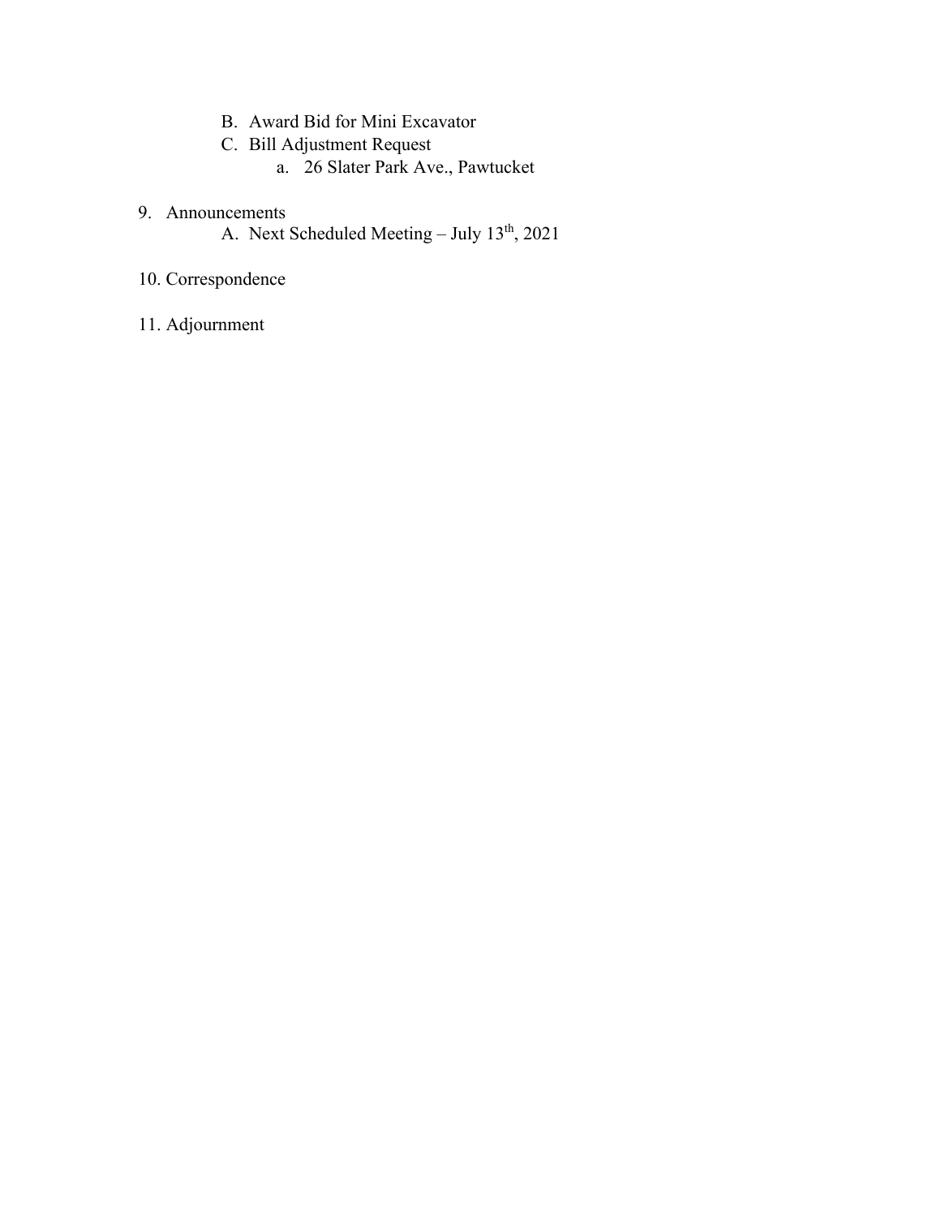B. Award Bid for Mini Excavator
C. Bill Adjustment Request
    a. 26 Slater Park Ave., Pawtucket

9. Announcements
    A. Next Scheduled Meeting – July 13th, 2021

10. Correspondence

11. Adjournment